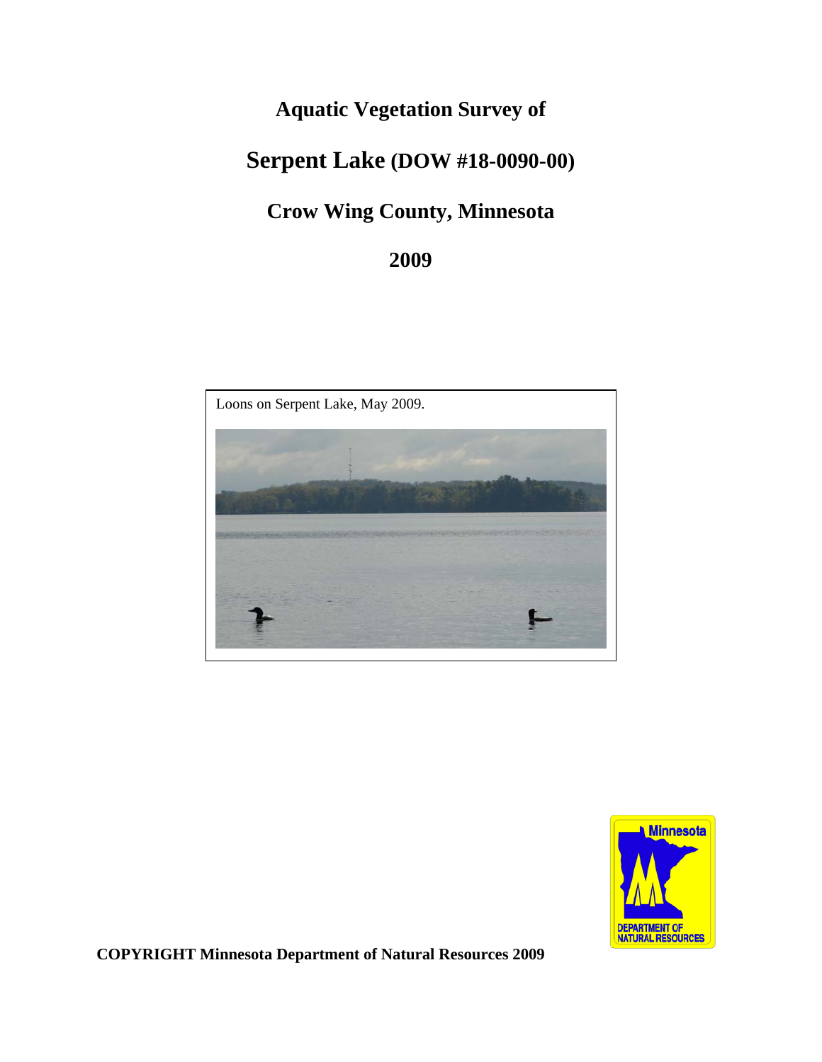# Aquatic Vegetation Survey of

# Serpent Lake (DOW #18-0090-00)

## Crow Wing County, Minnesota

## 2009

Loons on Serpent Lake, May 2009.

**COPYRIGHT Minnesota Department of Natural Resources 2009**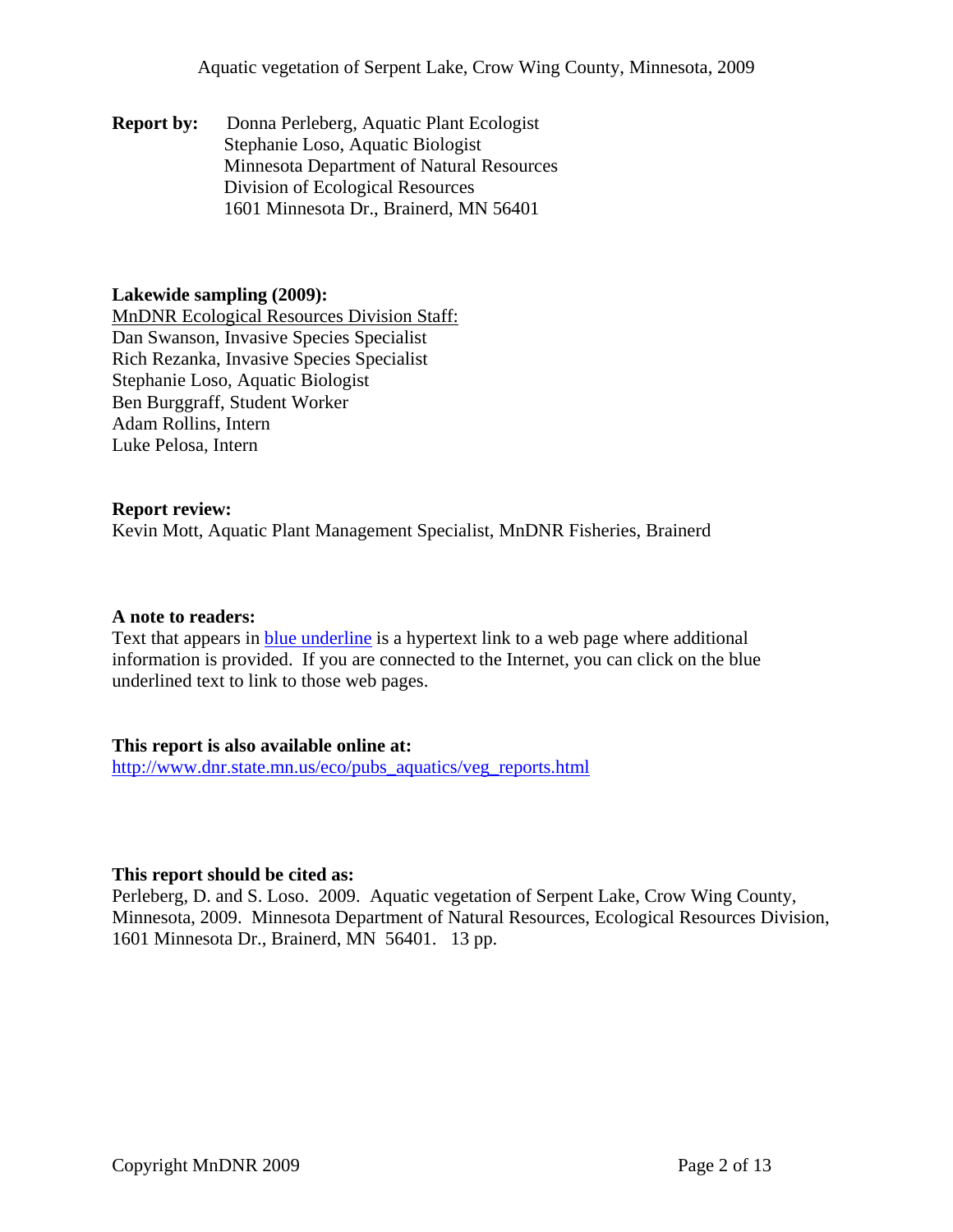**Report by:** Donna Perleberg, Aquatic Plant Ecologist
Stephanie Loso, Aquatic Biologist
Minnesota Department of Natural Resources
Division of Ecological Resources
1601 Minnesota Dr., Brainerd, MN 56401

**Lakewide sampling (2009):**
MnDNR Ecological Resources Division Staff:
Dan Swanson, Invasive Species Specialist
Rich Rezanka, Invasive Species Specialist
Stephanie Loso, Aquatic Biologist
Ben Burggraff, Student Worker
Adam Rollins, Intern
Luke Pelosa, Intern

**Report review:**
Kevin Mott, Aquatic Plant Management Specialist, MnDNR Fisheries, Brainerd

**A note to readers:**
Text that appears in blue underline is a hypertext link to a web page where additional information is provided. If you are connected to the Internet, you can click on the blue underlined text to link to those web pages.

**This report is also available online at:**
http://www.dnr.state.mn.us/eco/pubs_aquatics/veg_reports.html

**This report should be cited as:**
Perleberg, D. and S. Loso. 2009. Aquatic vegetation of Serpent Lake, Crow Wing County, Minnesota, 2009. Minnesota Department of Natural Resources, Ecological Resources Division, 1601 Minnesota Dr., Brainerd, MN 56401. 13 pp.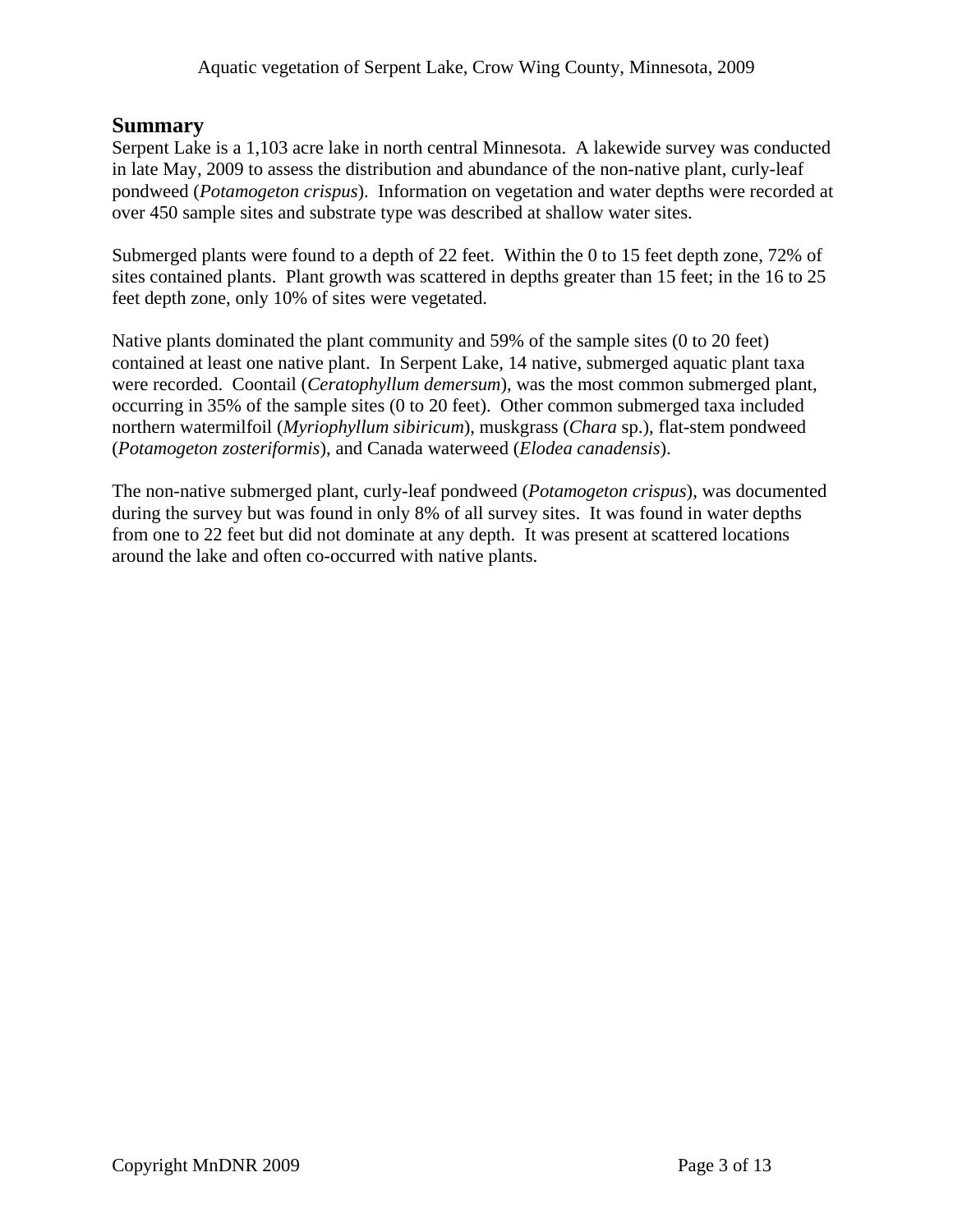## Summary

Serpent Lake is a 1,103 acre lake in north central Minnesota. A lakewide survey was conducted in late May, 2009 to assess the distribution and abundance of the non-native plant, curly-leaf pondweed (*Potamogeton crispus*). Information on vegetation and water depths were recorded at over 450 sample sites and substrate type was described at shallow water sites.

Submerged plants were found to a depth of 22 feet. Within the 0 to 15 feet depth zone, 72% of sites contained plants. Plant growth was scattered in depths greater than 15 feet; in the 16 to 25 feet depth zone, only 10% of sites were vegetated.

Native plants dominated the plant community and 59% of the sample sites (0 to 20 feet) contained at least one native plant. In Serpent Lake, 14 native, submerged aquatic plant taxa were recorded. Coontail (*Ceratophyllum demersum*), was the most common submerged plant, occurring in 35% of the sample sites (0 to 20 feet). Other common submerged taxa included northern watermilfoil (*Myriophyllum sibiricum*), muskgrass (*Chara* sp.), flat-stem pondweed (*Potamogeton zosteriformis*), and Canada waterweed (*Elodea canadensis*).

The non-native submerged plant, curly-leaf pondweed (*Potamogeton crispus*), was documented during the survey but was found in only 8% of all survey sites. It was found in water depths from one to 22 feet but did not dominate at any depth. It was present at scattered locations around the lake and often co-occurred with native plants.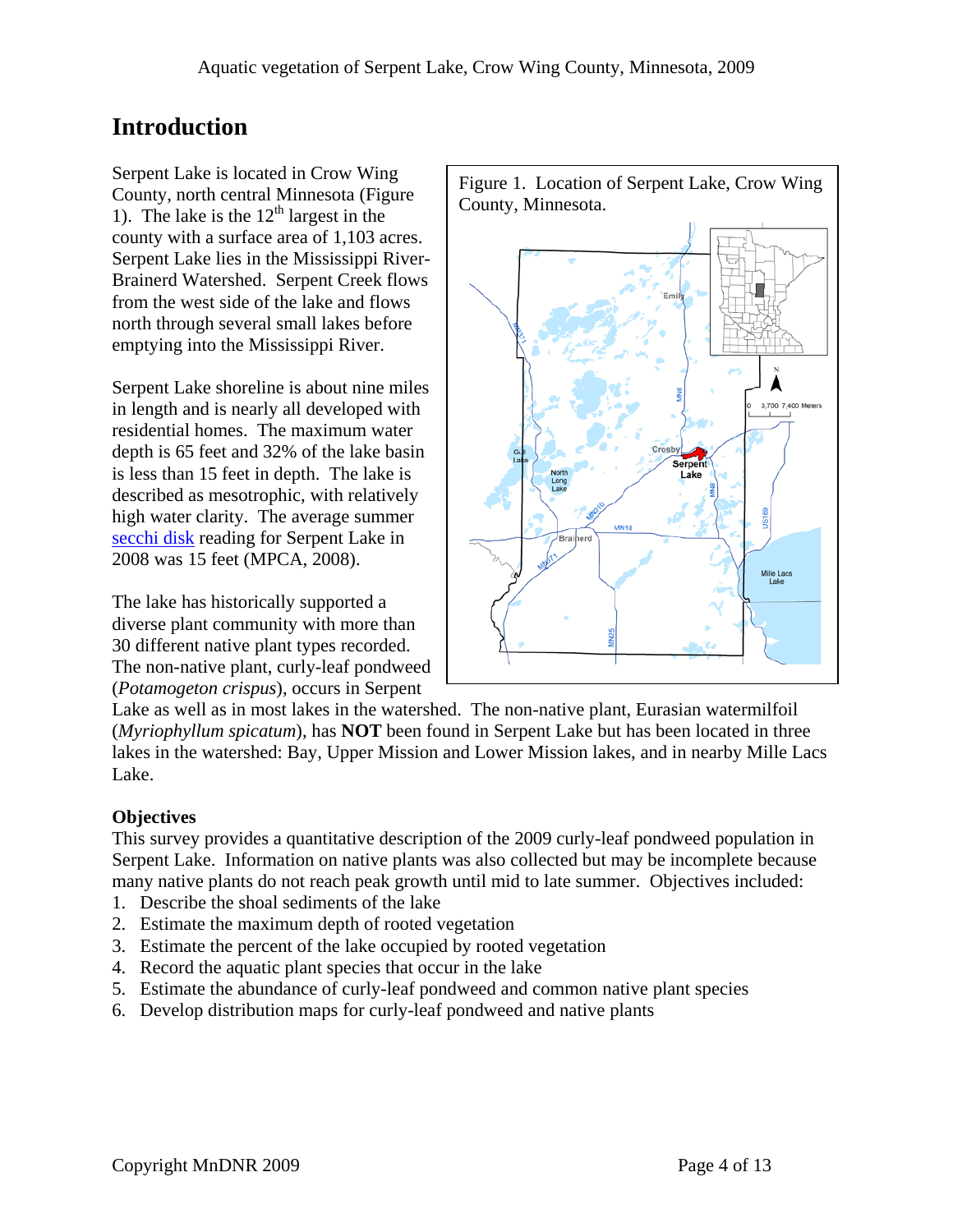# Introduction

Serpent Lake is located in Crow Wing County, north central Minnesota (Figure 1). The lake is the 12th largest in the county with a surface area of 1,103 acres. Serpent Lake lies in the Mississippi River-Brainerd Watershed. Serpent Creek flows from the west side of the lake and flows north through several small lakes before emptying into the Mississippi River.

Figure 1. Location of Serpent Lake, Crow Wing County, Minnesota.

Serpent Lake shoreline is about nine miles in length and is nearly all developed with residential homes. The maximum water depth is 65 feet and 32% of the lake basin is less than 15 feet in depth. The lake is described as mesotrophic, with relatively high water clarity. The average summer secchi disk reading for Serpent Lake in 2008 was 15 feet (MPCA, 2008).

The lake has historically supported a diverse plant community with more than 30 different native plant types recorded. The non-native plant, curly-leaf pondweed (*Potamogeton crispus*), occurs in Serpent Lake as well as in most lakes in the watershed. The non-native plant, Eurasian watermilfoil (*Myriophyllum spicatum*), has **NOT** been found in Serpent Lake but has been located in three lakes in the watershed: Bay, Upper Mission and Lower Mission lakes, and in nearby Mille Lacs Lake.

### Objectives

This survey provides a quantitative description of the 2009 curly-leaf pondweed population in Serpent Lake. Information on native plants was also collected but may be incomplete because many native plants do not reach peak growth until mid to late summer. Objectives included:

1. Describe the shoal sediments of the lake
2. Estimate the maximum depth of rooted vegetation
3. Estimate the percent of the lake occupied by rooted vegetation
4. Record the aquatic plant species that occur in the lake
5. Estimate the abundance of curly-leaf pondweed and common native plant species
6. Develop distribution maps for curly-leaf pondweed and native plants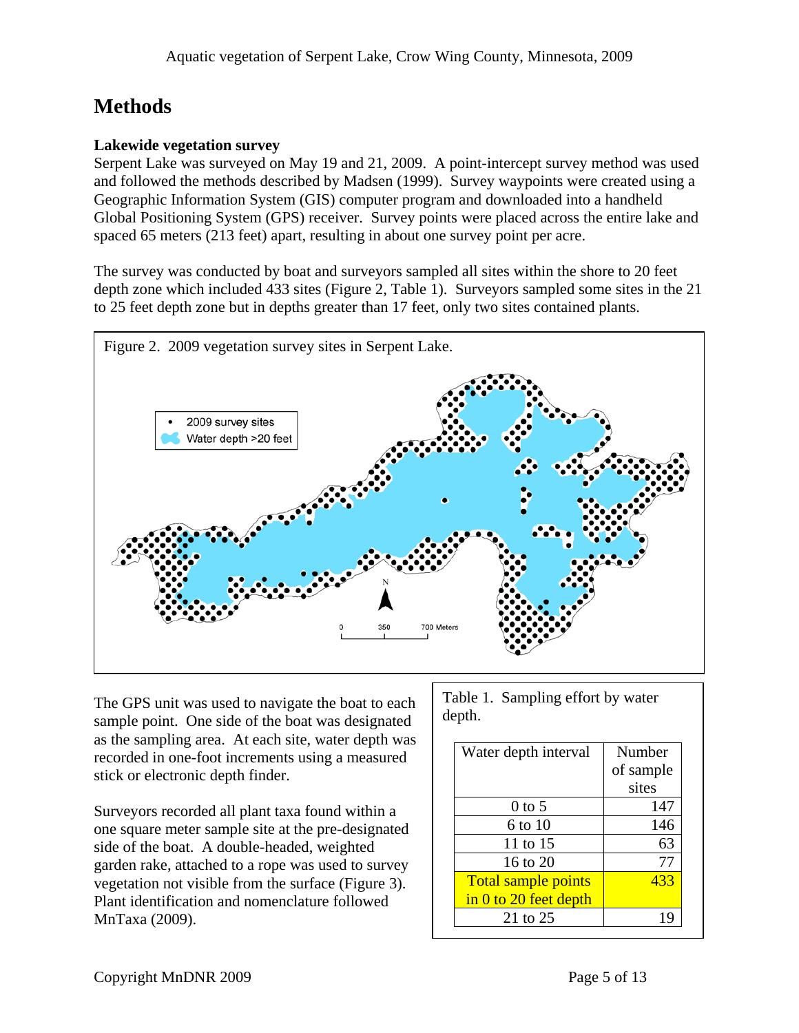# Methods

### Lakewide vegetation survey

Serpent Lake was surveyed on May 19 and 21, 2009. A point-intercept survey method was used and followed the methods described by Madsen (1999). Survey waypoints were created using a Geographic Information System (GIS) computer program and downloaded into a handheld Global Positioning System (GPS) receiver. Survey points were placed across the entire lake and spaced 65 meters (213 feet) apart, resulting in about one survey point per acre.

The survey was conducted by boat and surveyors sampled all sites within the shore to 20 feet depth zone which included 433 sites (Figure 2, Table 1). Surveyors sampled some sites in the 21 to 25 feet depth zone but in depths greater than 17 feet, only two sites contained plants.

Figure 2. 2009 vegetation survey sites in Serpent Lake.

The GPS unit was used to navigate the boat to each sample point. One side of the boat was designated as the sampling area. At each site, water depth was recorded in one-foot increments using a measured stick or electronic depth finder.

Surveyors recorded all plant taxa found within a one square meter sample site at the pre-designated side of the boat. A double-headed, weighted garden rake, attached to a rope was used to survey vegetation not visible from the surface (Figure 3). Plant identification and nomenclature followed MnTaxa (2009).

Table 1. Sampling effort by water depth.

| Water depth interval | Number of sample sites |
|---|---|
| 0 to 5 | 147 |
| 6 to 10 | 146 |
| 11 to 15 | 63 |
| 16 to 20 | 77 |
| Total sample points in 0 to 20 feet depth | 433 |
| 21 to 25 | 19 |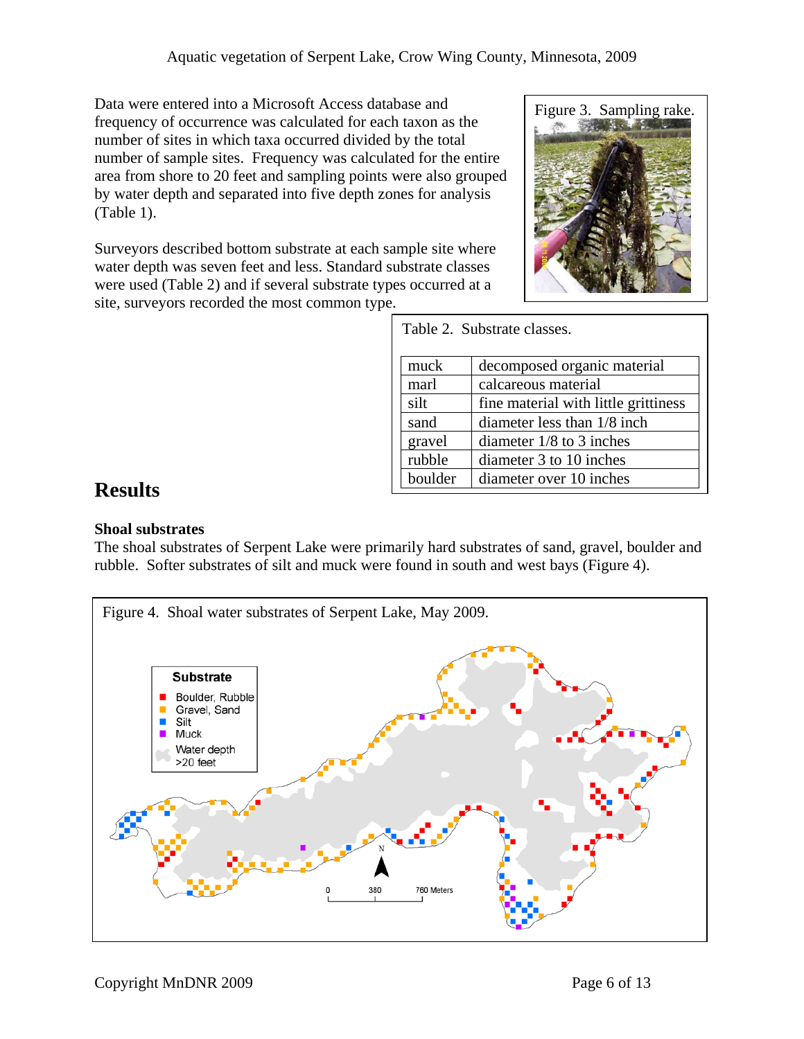Data were entered into a Microsoft Access database and frequency of occurrence was calculated for each taxon as the number of sites in which taxa occurred divided by the total number of sample sites. Frequency was calculated for the entire area from shore to 20 feet and sampling points were also grouped by water depth and separated into five depth zones for analysis (Table 1).

Figure 3. Sampling rake.

Surveyors described bottom substrate at each sample site where water depth was seven feet and less. Standard substrate classes were used (Table 2) and if several substrate types occurred at a site, surveyors recorded the most common type.

Table 2. Substrate classes.

| | |
|---|---|
| muck | decomposed organic material |
| marl | calcareous material |
| silt | fine material with little grittiness |
| sand | diameter less than 1/8 inch |
| gravel | diameter 1/8 to 3 inches |
| rubble | diameter 3 to 10 inches |
| boulder | diameter over 10 inches |

# Results

### Shoal substrates

The shoal substrates of Serpent Lake were primarily hard substrates of sand, gravel, boulder and rubble. Softer substrates of silt and muck were found in south and west bays (Figure 4).

Figure 4. Shoal water substrates of Serpent Lake, May 2009.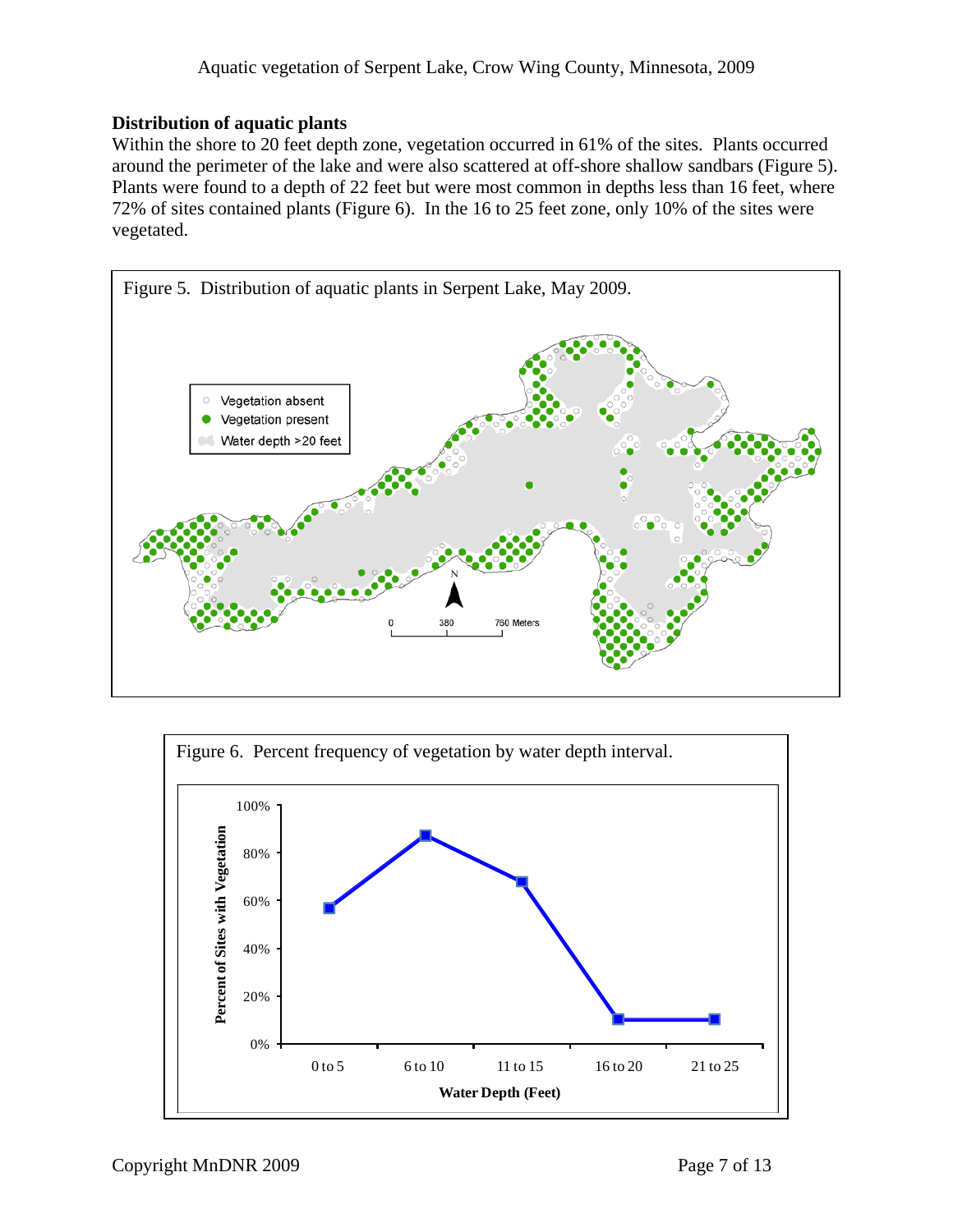## Distribution of aquatic plants

Within the shore to 20 feet depth zone, vegetation occurred in 61% of the sites. Plants occurred around the perimeter of the lake and were also scattered at off-shore shallow sandbars (Figure 5). Plants were found to a depth of 22 feet but were most common in depths less than 16 feet, where 72% of sites contained plants (Figure 6). In the 16 to 25 feet zone, only 10% of the sites were vegetated.

Figure 5. Distribution of aquatic plants in Serpent Lake, May 2009.

Figure 6. Percent frequency of vegetation by water depth interval.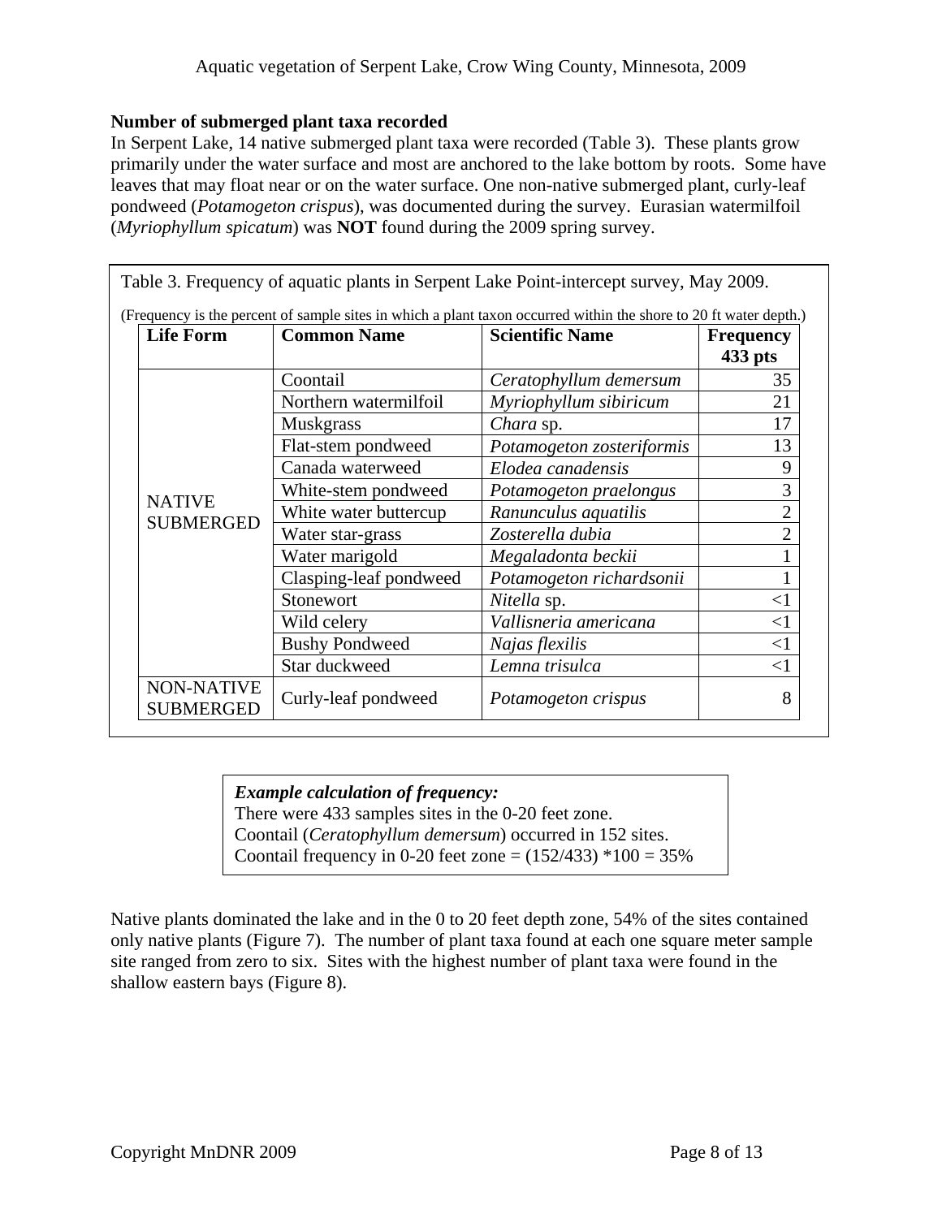### Number of submerged plant taxa recorded

In Serpent Lake, 14 native submerged plant taxa were recorded (Table 3). These plants grow primarily under the water surface and most are anchored to the lake bottom by roots. Some have leaves that may float near or on the water surface. One non-native submerged plant, curly-leaf pondweed (*Potamogeton crispus*), was documented during the survey. Eurasian watermilfoil (*Myriophyllum spicatum*) was **NOT** found during the 2009 spring survey.

Table 3. Frequency of aquatic plants in Serpent Lake Point-intercept survey, May 2009.

(Frequency is the percent of sample sites in which a plant taxon occurred within the shore to 20 ft water depth.)

| Life Form | Common Name | Scientific Name | Frequency 433 pts |
|---|---|---|---|
| NATIVE SUBMERGED | Coontail | *Ceratophyllum demersum* | 35 |
| | Northern watermilfoil | *Myriophyllum sibiricum* | 21 |
| | Muskgrass | *Chara* sp. | 17 |
| | Flat-stem pondweed | *Potamogeton zosteriformis* | 13 |
| | Canada waterweed | *Elodea canadensis* | 9 |
| | White-stem pondweed | *Potamogeton praelongus* | 3 |
| | White water buttercup | *Ranunculus aquatilis* | 2 |
| | Water star-grass | *Zosterella dubia* | 2 |
| | Water marigold | *Megaladonta beckii* | 1 |
| | Clasping-leaf pondweed | *Potamogeton richardsonii* | 1 |
| | Stonewort | *Nitella* sp. | <1 |
| | Wild celery | *Vallisneria americana* | <1 |
| | Bushy Pondweed | *Najas flexilis* | <1 |
| | Star duckweed | *Lemna trisulca* | <1 |
| NON-NATIVE SUBMERGED | Curly-leaf pondweed | *Potamogeton crispus* | 8 |

***Example calculation of frequency:***
There were 433 samples sites in the 0-20 feet zone.
Coontail (*Ceratophyllum demersum*) occurred in 152 sites.
Coontail frequency in 0-20 feet zone = (152/433) *100 = 35%

Native plants dominated the lake and in the 0 to 20 feet depth zone, 54% of the sites contained only native plants (Figure 7). The number of plant taxa found at each one square meter sample site ranged from zero to six. Sites with the highest number of plant taxa were found in the shallow eastern bays (Figure 8).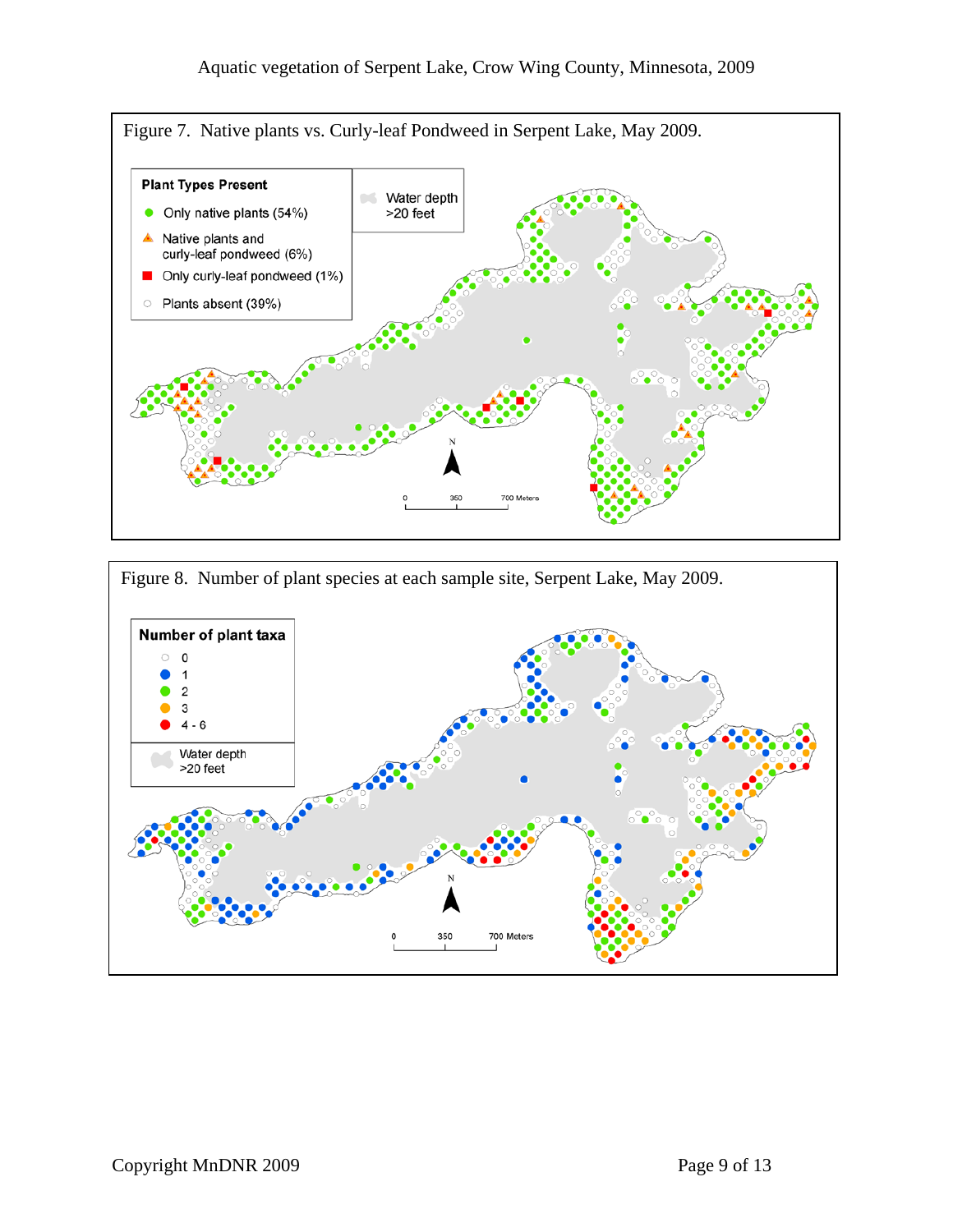Figure 7. Native plants vs. Curly-leaf Pondweed in Serpent Lake, May 2009.

Figure 8. Number of plant species at each sample site, Serpent Lake, May 2009.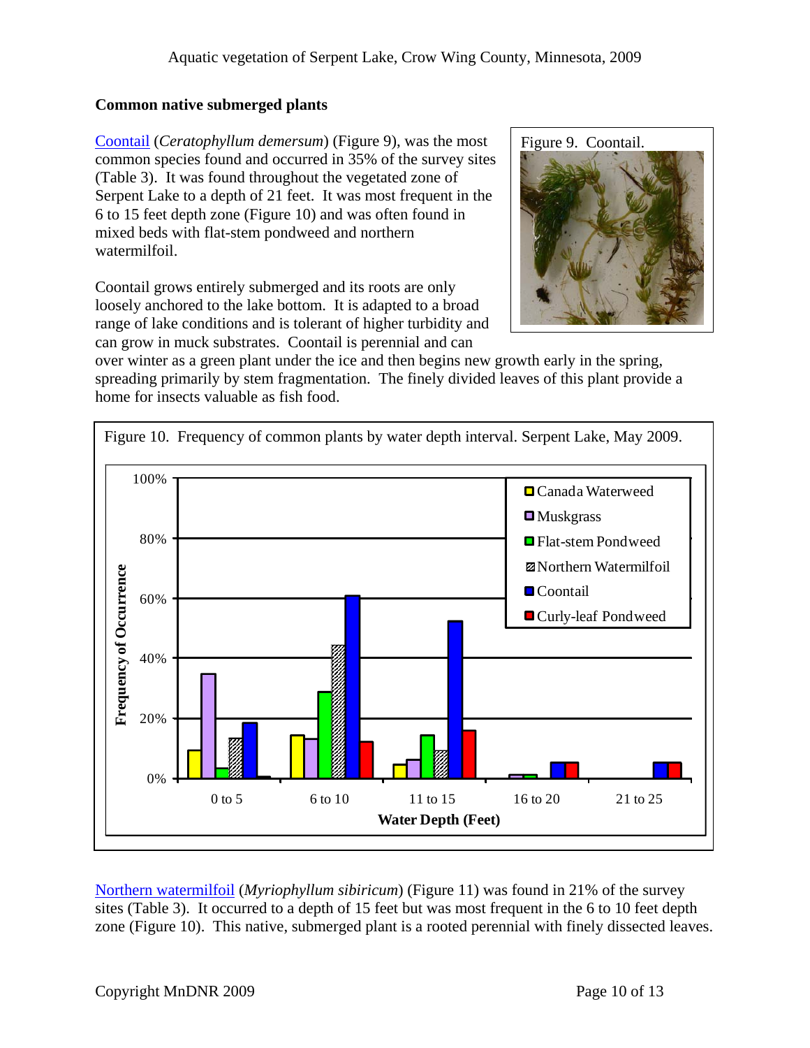### Common native submerged plants

[Coontail](#) (*Ceratophyllum demersum*) (Figure 9), was the most common species found and occurred in 35% of the survey sites (Table 3). It was found throughout the vegetated zone of Serpent Lake to a depth of 21 feet. It was most frequent in the 6 to 15 feet depth zone (Figure 10) and was often found in mixed beds with flat-stem pondweed and northern watermilfoil.

Figure 9. Coontail.

Coontail grows entirely submerged and its roots are only loosely anchored to the lake bottom. It is adapted to a broad range of lake conditions and is tolerant of higher turbidity and can grow in muck substrates. Coontail is perennial and can over winter as a green plant under the ice and then begins new growth early in the spring, spreading primarily by stem fragmentation. The finely divided leaves of this plant provide a home for insects valuable as fish food.

Figure 10. Frequency of common plants by water depth interval. Serpent Lake, May 2009.

[Northern watermilfoil](#) (*Myriophyllum sibiricum*) (Figure 11) was found in 21% of the survey sites (Table 3). It occurred to a depth of 15 feet but was most frequent in the 6 to 10 feet depth zone (Figure 10). This native, submerged plant is a rooted perennial with finely dissected leaves.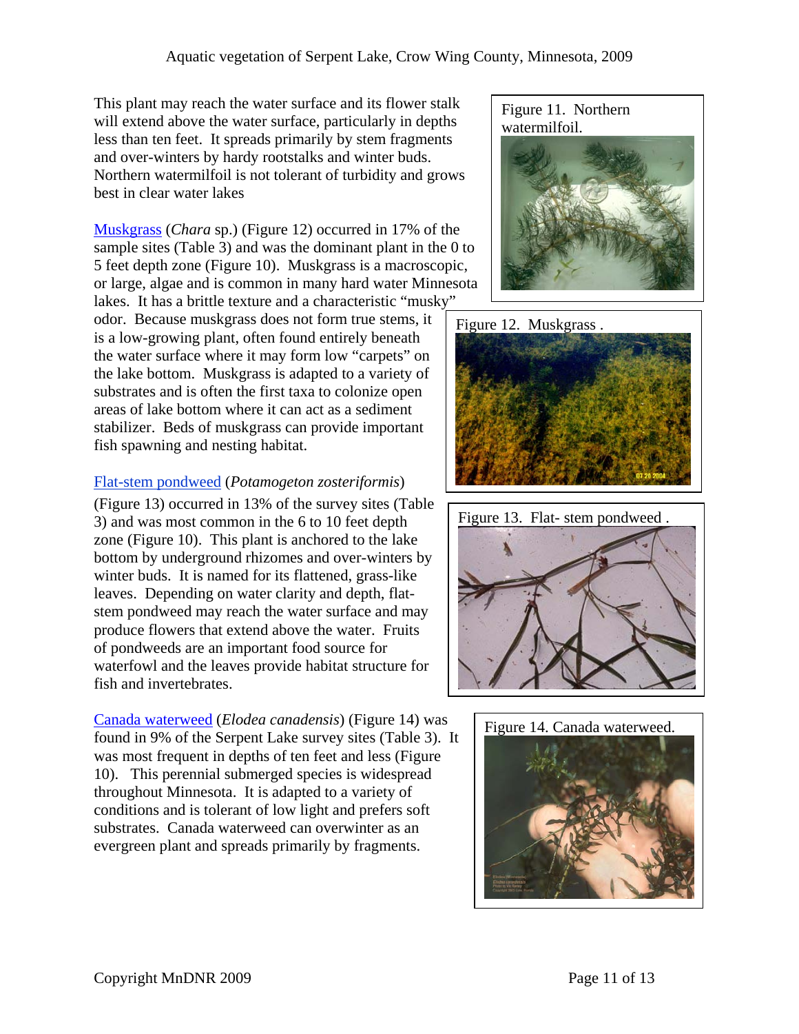This plant may reach the water surface and its flower stalk will extend above the water surface, particularly in depths less than ten feet. It spreads primarily by stem fragments and over-winters by hardy rootstalks and winter buds. Northern watermilfoil is not tolerant of turbidity and grows best in clear water lakes

Figure 11. Northern watermilfoil.

Muskgrass (*Chara* sp.) (Figure 12) occurred in 17% of the sample sites (Table 3) and was the dominant plant in the 0 to 5 feet depth zone (Figure 10). Muskgrass is a macroscopic, or large, algae and is common in many hard water Minnesota lakes. It has a brittle texture and a characteristic "musky" odor. Because muskgrass does not form true stems, it is a low-growing plant, often found entirely beneath the water surface where it may form low "carpets" on the lake bottom. Muskgrass is adapted to a variety of substrates and is often the first taxa to colonize open areas of lake bottom where it can act as a sediment stabilizer. Beds of muskgrass can provide important fish spawning and nesting habitat.

Figure 12. Muskgrass .

Flat-stem pondweed (*Potamogeton zosteriformis*) (Figure 13) occurred in 13% of the survey sites (Table 3) and was most common in the 6 to 10 feet depth zone (Figure 10). This plant is anchored to the lake bottom by underground rhizomes and over-winters by winter buds. It is named for its flattened, grass-like leaves. Depending on water clarity and depth, flat-stem pondweed may reach the water surface and may produce flowers that extend above the water. Fruits of pondweeds are an important food source for waterfowl and the leaves provide habitat structure for fish and invertebrates.

Figure 13. Flat- stem pondweed .

Canada waterweed (*Elodea canadensis*) (Figure 14) was found in 9% of the Serpent Lake survey sites (Table 3). It was most frequent in depths of ten feet and less (Figure 10). This perennial submerged species is widespread throughout Minnesota. It is adapted to a variety of conditions and is tolerant of low light and prefers soft substrates. Canada waterweed can overwinter as an evergreen plant and spreads primarily by fragments.

Figure 14. Canada waterweed.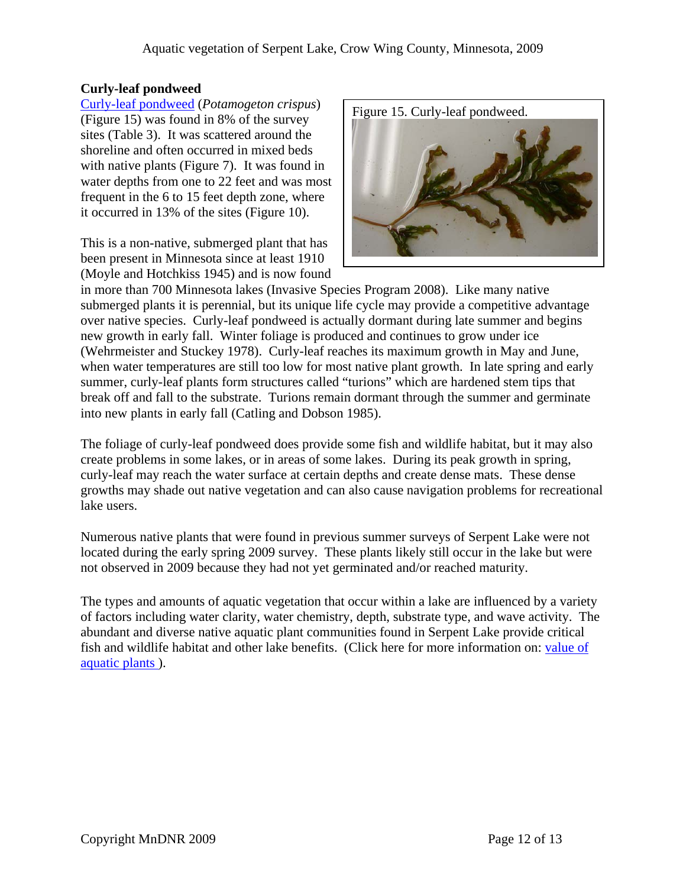### Curly-leaf pondweed

Curly-leaf pondweed (*Potamogeton crispus*) (Figure 15) was found in 8% of the survey sites (Table 3). It was scattered around the shoreline and often occurred in mixed beds with native plants (Figure 7). It was found in water depths from one to 22 feet and was most frequent in the 6 to 15 feet depth zone, where it occurred in 13% of the sites (Figure 10).

Figure 15. Curly-leaf pondweed.

This is a non-native, submerged plant that has been present in Minnesota since at least 1910 (Moyle and Hotchkiss 1945) and is now found in more than 700 Minnesota lakes (Invasive Species Program 2008). Like many native submerged plants it is perennial, but its unique life cycle may provide a competitive advantage over native species. Curly-leaf pondweed is actually dormant during late summer and begins new growth in early fall. Winter foliage is produced and continues to grow under ice (Wehrmeister and Stuckey 1978). Curly-leaf reaches its maximum growth in May and June, when water temperatures are still too low for most native plant growth. In late spring and early summer, curly-leaf plants form structures called "turions" which are hardened stem tips that break off and fall to the substrate. Turions remain dormant through the summer and germinate into new plants in early fall (Catling and Dobson 1985).

The foliage of curly-leaf pondweed does provide some fish and wildlife habitat, but it may also create problems in some lakes, or in areas of some lakes. During its peak growth in spring, curly-leaf may reach the water surface at certain depths and create dense mats. These dense growths may shade out native vegetation and can also cause navigation problems for recreational lake users.

Numerous native plants that were found in previous summer surveys of Serpent Lake were not located during the early spring 2009 survey. These plants likely still occur in the lake but were not observed in 2009 because they had not yet germinated and/or reached maturity.

The types and amounts of aquatic vegetation that occur within a lake are influenced by a variety of factors including water clarity, water chemistry, depth, substrate type, and wave activity. The abundant and diverse native aquatic plant communities found in Serpent Lake provide critical fish and wildlife habitat and other lake benefits. (Click here for more information on: value of aquatic plants ).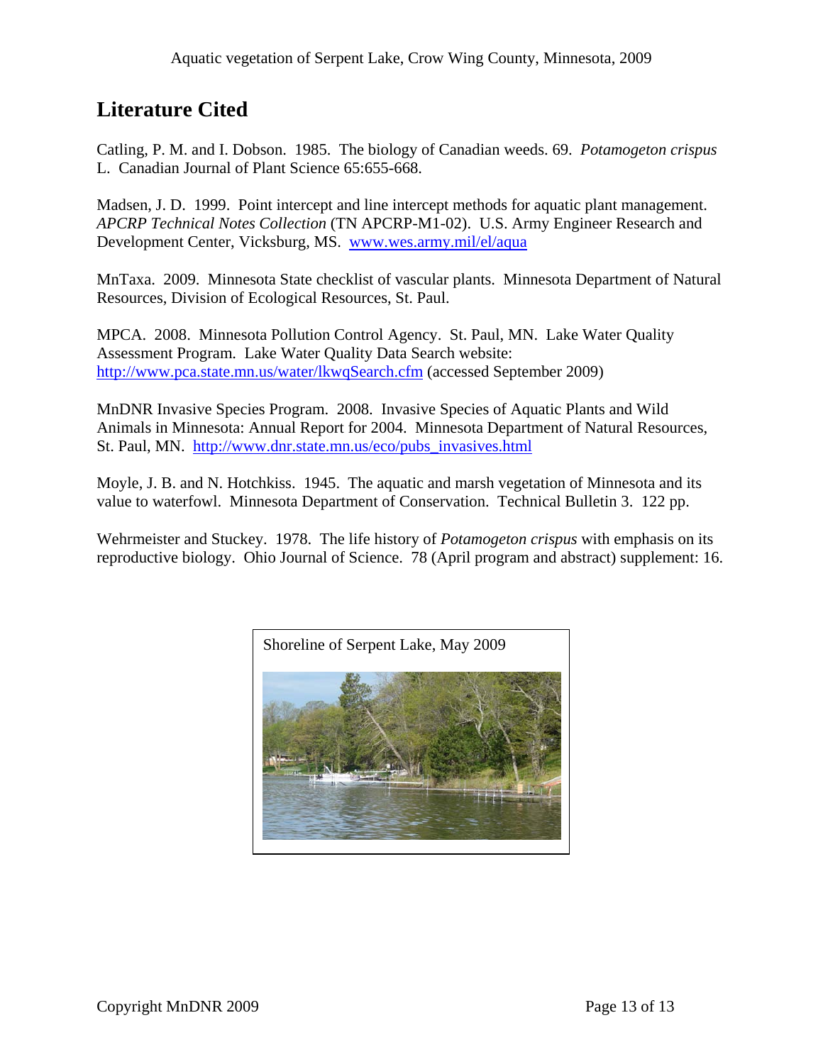# Literature Cited

Catling, P. M. and I. Dobson. 1985. The biology of Canadian weeds. 69. *Potamogeton crispus* L. Canadian Journal of Plant Science 65:655-668.

Madsen, J. D. 1999. Point intercept and line intercept methods for aquatic plant management. *APCRP Technical Notes Collection* (TN APCRP-M1-02). U.S. Army Engineer Research and Development Center, Vicksburg, MS. [www.wes.army.mil/el/aqua](www.wes.army.mil/el/aqua)

MnTaxa. 2009. Minnesota State checklist of vascular plants. Minnesota Department of Natural Resources, Division of Ecological Resources, St. Paul.

MPCA. 2008. Minnesota Pollution Control Agency. St. Paul, MN. Lake Water Quality Assessment Program. Lake Water Quality Data Search website: [http://www.pca.state.mn.us/water/lkwqSearch.cfm](http://www.pca.state.mn.us/water/lkwqSearch.cfm) (accessed September 2009)

MnDNR Invasive Species Program. 2008. Invasive Species of Aquatic Plants and Wild Animals in Minnesota: Annual Report for 2004. Minnesota Department of Natural Resources, St. Paul, MN. [http://www.dnr.state.mn.us/eco/pubs_invasives.html](http://www.dnr.state.mn.us/eco/pubs_invasives.html)

Moyle, J. B. and N. Hotchkiss. 1945. The aquatic and marsh vegetation of Minnesota and its value to waterfowl. Minnesota Department of Conservation. Technical Bulletin 3. 122 pp.

Wehrmeister and Stuckey. 1978. The life history of *Potamogeton crispus* with emphasis on its reproductive biology. Ohio Journal of Science. 78 (April program and abstract) supplement: 16.

Shoreline of Serpent Lake, May 2009